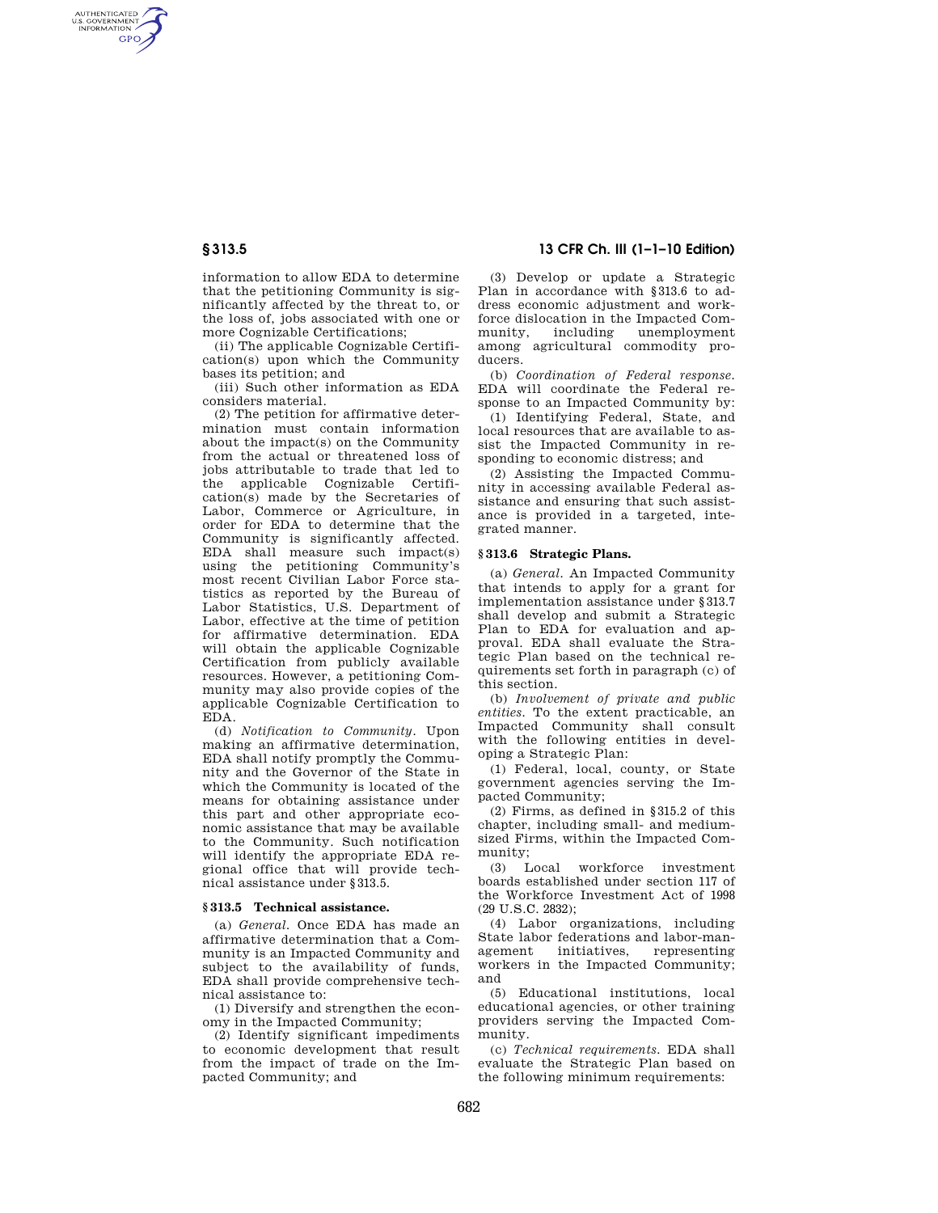information to allow EDA to determine that the petitioning Community is significantly affected by the threat to, or the loss of, jobs associated with one or more Cognizable Certifications;

(ii) The applicable Cognizable Certification(s) upon which the Community bases its petition; and

(iii) Such other information as EDA considers material.

(2) The petition for affirmative determination must contain information about the impact(s) on the Community from the actual or threatened loss of jobs attributable to trade that led to the applicable Cognizable Certification(s) made by the Secretaries of Labor, Commerce or Agriculture, in order for EDA to determine that the Community is significantly affected. EDA shall measure such impact(s) using the petitioning Community's most recent Civilian Labor Force statistics as reported by the Bureau of Labor Statistics, U.S. Department of Labor, effective at the time of petition for affirmative determination. EDA will obtain the applicable Cognizable Certification from publicly available resources. However, a petitioning Community may also provide copies of the applicable Cognizable Certification to EDA.

(d) *Notification to Community.* Upon making an affirmative determination, EDA shall notify promptly the Community and the Governor of the State in which the Community is located of the means for obtaining assistance under this part and other appropriate economic assistance that may be available to the Community. Such notification will identify the appropriate EDA regional office that will provide technical assistance under §313.5.

### §313.5 Technical assistance.

(a) *General.* Once EDA has made an affirmative determination that a Community is an Impacted Community and subject to the availability of funds, EDA shall provide comprehensive technical assistance to:

(1) Diversify and strengthen the economy in the Impacted Community;

(2) Identify significant impediments to economic development that result from the impact of trade on the Impacted Community; and

(3) Develop or update a Strategic Plan in accordance with §313.6 to address economic adjustment and workforce dislocation in the Impacted Community, including unemployment among agricultural commodity producers.

(b) *Coordination of Federal response.* EDA will coordinate the Federal response to an Impacted Community by:

(1) Identifying Federal, State, and local resources that are available to assist the Impacted Community in responding to economic distress; and

(2) Assisting the Impacted Community in accessing available Federal assistance and ensuring that such assistance is provided in a targeted, integrated manner.

### §313.6 Strategic Plans.

(a) *General.* An Impacted Community that intends to apply for a grant for implementation assistance under §313.7 shall develop and submit a Strategic Plan to EDA for evaluation and approval. EDA shall evaluate the Strategic Plan based on the technical requirements set forth in paragraph (c) of this section.

(b) *Involvement of private and public entities.* To the extent practicable, an Impacted Community shall consult with the following entities in developing a Strategic Plan:

(1) Federal, local, county, or State government agencies serving the Impacted Community;

(2) Firms, as defined in §315.2 of this chapter, including small- and medium-sized Firms, within the Impacted Community;

(3) Local workforce investment boards established under section 117 of the Workforce Investment Act of 1998 (29 U.S.C. 2832);

(4) Labor organizations, including State labor federations and labor-management initiatives, representing workers in the Impacted Community; and

(5) Educational institutions, local educational agencies, or other training providers serving the Impacted Community.

(c) *Technical requirements.* EDA shall evaluate the Strategic Plan based on the following minimum requirements: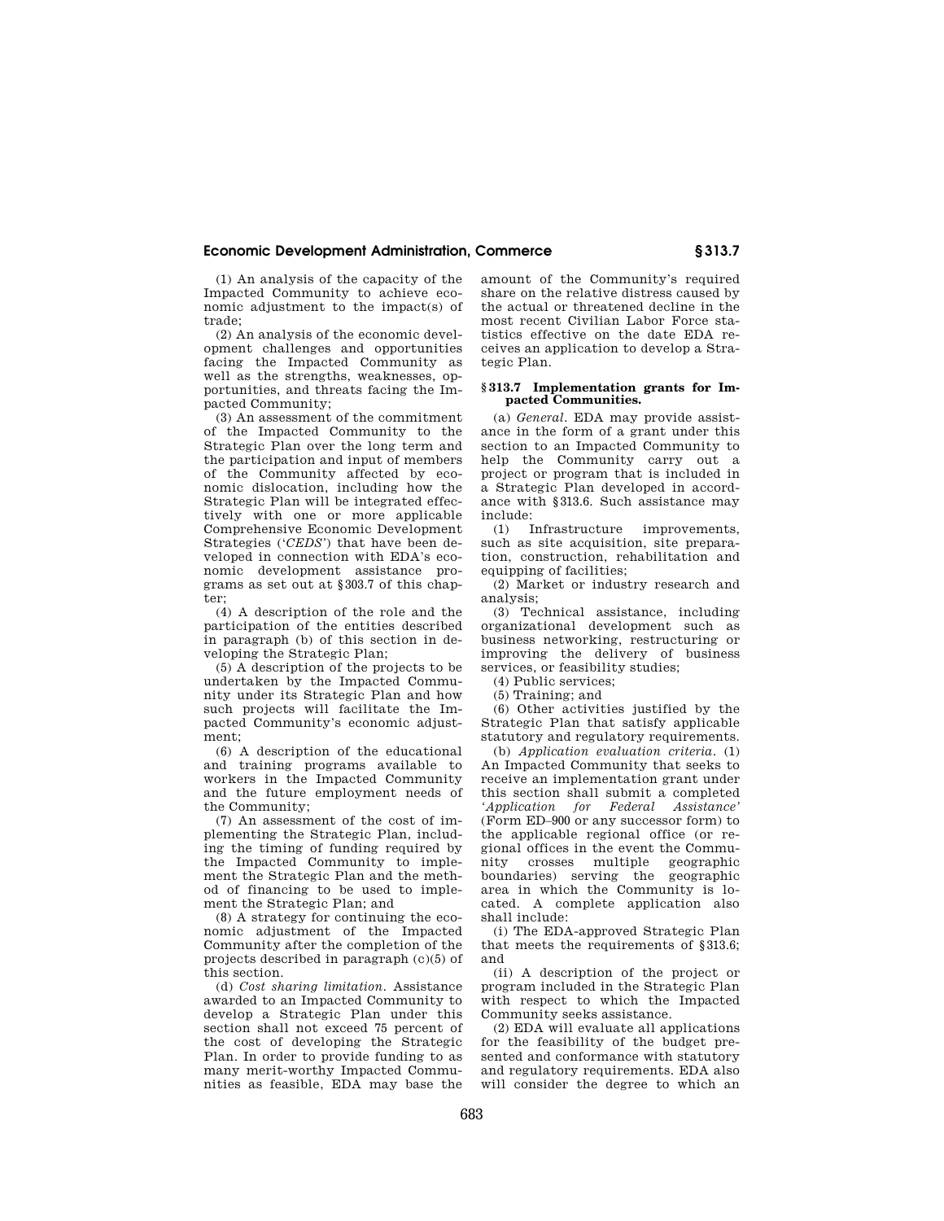(1) An analysis of the capacity of the Impacted Community to achieve economic adjustment to the impact(s) of trade;

(2) An analysis of the economic development challenges and opportunities facing the Impacted Community as well as the strengths, weaknesses, opportunities, and threats facing the Impacted Community;

(3) An assessment of the commitment of the Impacted Community to the Strategic Plan over the long term and the participation and input of members of the Community affected by economic dislocation, including how the Strategic Plan will be integrated effectively with one or more applicable Comprehensive Economic Development Strategies ('*CEDS*') that have been developed in connection with EDA's economic development assistance programs as set out at §303.7 of this chapter;

(4) A description of the role and the participation of the entities described in paragraph (b) of this section in developing the Strategic Plan;

(5) A description of the projects to be undertaken by the Impacted Community under its Strategic Plan and how such projects will facilitate the Impacted Community's economic adjustment;

(6) A description of the educational and training programs available to workers in the Impacted Community and the future employment needs of the Community;

(7) An assessment of the cost of implementing the Strategic Plan, including the timing of funding required by the Impacted Community to implement the Strategic Plan and the method of financing to be used to implement the Strategic Plan; and

(8) A strategy for continuing the economic adjustment of the Impacted Community after the completion of the projects described in paragraph (c)(5) of this section.

(d) *Cost sharing limitation.* Assistance awarded to an Impacted Community to develop a Strategic Plan under this section shall not exceed 75 percent of the cost of developing the Strategic Plan. In order to provide funding to as many merit-worthy Impacted Communities as feasible, EDA may base the amount of the Community's required share on the relative distress caused by the actual or threatened decline in the most recent Civilian Labor Force statistics effective on the date EDA receives an application to develop a Strategic Plan.

### § 313.7 Implementation grants for Impacted Communities.

(a) *General.* EDA may provide assistance in the form of a grant under this section to an Impacted Community to help the Community carry out a project or program that is included in a Strategic Plan developed in accordance with §313.6. Such assistance may include:

(1) Infrastructure improvements, such as site acquisition, site preparation, construction, rehabilitation and equipping of facilities;

(2) Market or industry research and analysis;

(3) Technical assistance, including organizational development such as business networking, restructuring or improving the delivery of business services, or feasibility studies;

(4) Public services;

(5) Training; and

(6) Other activities justified by the Strategic Plan that satisfy applicable statutory and regulatory requirements.

(b) *Application evaluation criteria.* (1) An Impacted Community that seeks to receive an implementation grant under this section shall submit a completed '*Application for Federal Assistance*' (Form ED–900 or any successor form) to the applicable regional office (or regional offices in the event the Community crosses multiple geographic boundaries) serving the geographic area in which the Community is located. A complete application also shall include:

(i) The EDA-approved Strategic Plan that meets the requirements of §313.6; and

(ii) A description of the project or program included in the Strategic Plan with respect to which the Impacted Community seeks assistance.

(2) EDA will evaluate all applications for the feasibility of the budget presented and conformance with statutory and regulatory requirements. EDA also will consider the degree to which an